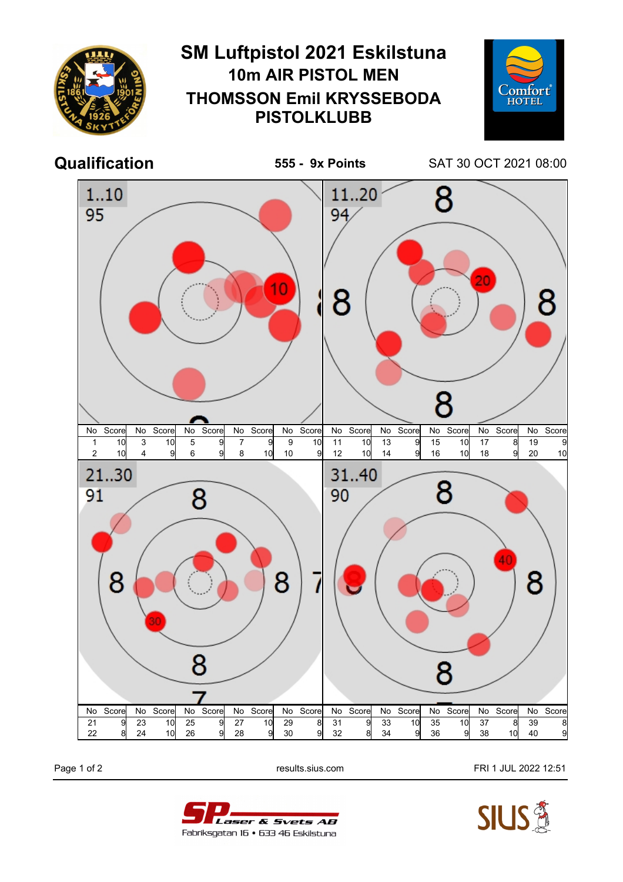# SM Luftpistol 2021 Eskilstuna

## 10m AIR PISTOL MEN

## THOMSSON Emil KRYSSEBODA PISTOLKLUBB

**Qualification** **555 - 9x Points** SAT 30 OCT 2021 08:00

**1..10** — 95

| No | Score | No | Score | No | Score | No | Score | No | Score |
|---|---|---|---|---|---|---|---|---|---|
| 1 | 10 | 3 | 10 | 5 | 9 | 7 | 9 | 9 | 10 |
| 2 | 10 | 4 | 9 | 6 | 9 | 8 | 10 | 10 | 9 |

**11..20** — 94

| No | Score | No | Score | No | Score | No | Score | No | Score |
|---|---|---|---|---|---|---|---|---|---|
| 11 | 10 | 13 | 9 | 15 | 10 | 17 | 8 | 19 | 9 |
| 12 | 10 | 14 | 9 | 16 | 10 | 18 | 9 | 20 | 10 |

**21..30** — 91

| No | Score | No | Score | No | Score | No | Score | No | Score |
|---|---|---|---|---|---|---|---|---|---|
| 21 | 9 | 23 | 10 | 25 | 9 | 27 | 10 | 29 | 8 |
| 22 | 8 | 24 | 10 | 26 | 9 | 28 | 9 | 30 | 9 |

**31..40** — 90

| No | Score | No | Score | No | Score | No | Score | No | Score |
|---|---|---|---|---|---|---|---|---|---|
| 31 | 9 | 33 | 10 | 35 | 10 | 37 | 8 | 39 | 8 |
| 32 | 8 | 34 | 9 | 36 | 9 | 38 | 10 | 40 | 9 |

results.sius.com FRI 1 JUL 2022 12:51

SP Laser & Svets AB
Fabriksgatan 16 • 633 46 Eskilstuna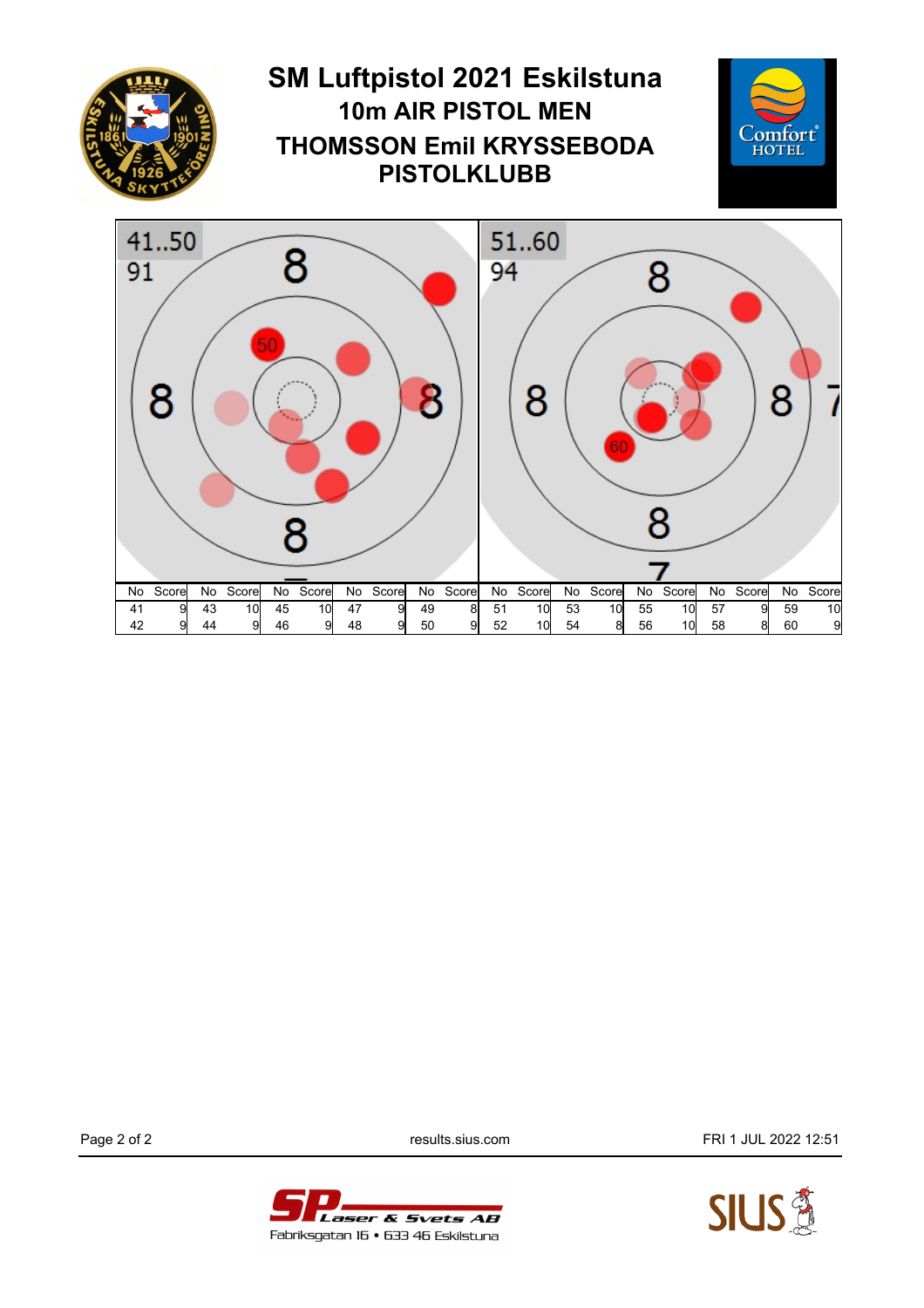# SM Luftpistol 2021 Eskilstuna

## 10m AIR PISTOL MEN

## THOMSSON Emil KRYSSEBODA PISTOLKLUBB

41..50
91

51..60
94

| No | Score | No | Score | No | Score | No | Score | No | Score | No | Score | No | Score | No | Score | No | Score | No | Score |
|---|---|---|---|---|---|---|---|---|---|---|---|---|---|---|---|---|---|---|---|
| 41 | 9 | 43 | 10 | 45 | 10 | 47 | 9 | 49 | 8 | 51 | 10 | 53 | 10 | 55 | 10 | 57 | 9 | 59 | 10 |
| 42 | 9 | 44 | 9 | 46 | 9 | 48 | 9 | 50 | 9 | 52 | 10 | 54 | 8 | 56 | 10 | 58 | 8 | 60 | 9 |

results.sius.com

FRI 1 JUL 2022 12:51

SP Laser & Svets AB
Fabriksgatan 16 • 633 46 Eskilstuna